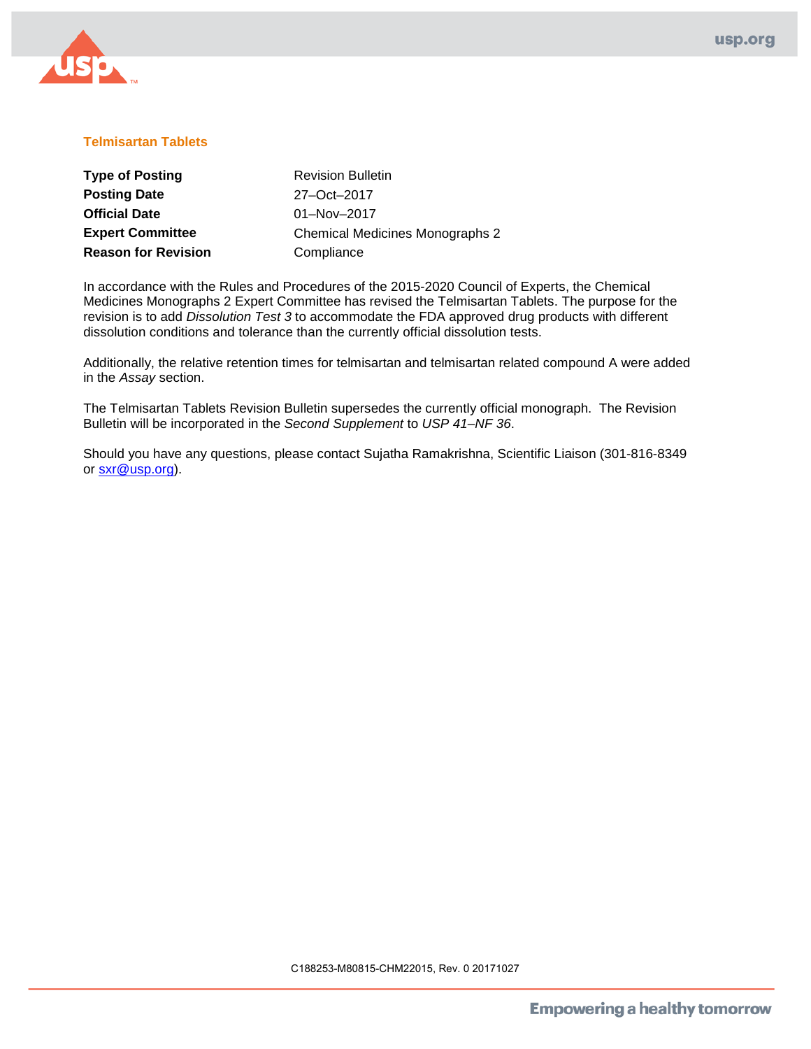## Telmisartan Tablets

| | |
|---|---|
| **Type of Posting** | Revision Bulletin |
| **Posting Date** | 27–Oct–2017 |
| **Official Date** | 01–Nov–2017 |
| **Expert Committee** | Chemical Medicines Monographs 2 |
| **Reason for Revision** | Compliance |

In accordance with the Rules and Procedures of the 2015-2020 Council of Experts, the Chemical Medicines Monographs 2 Expert Committee has revised the Telmisartan Tablets. The purpose for the revision is to add *Dissolution Test 3* to accommodate the FDA approved drug products with different dissolution conditions and tolerance than the currently official dissolution tests.

Additionally, the relative retention times for telmisartan and telmisartan related compound A were added in the *Assay* section.

The Telmisartan Tablets Revision Bulletin supersedes the currently official monograph. The Revision Bulletin will be incorporated in the *Second Supplement* to *USP 41–NF 36*.

Should you have any questions, please contact Sujatha Ramakrishna, Scientific Liaison (301-816-8349 or sxr@usp.org).

C188253-M80815-CHM22015, Rev. 0 20171027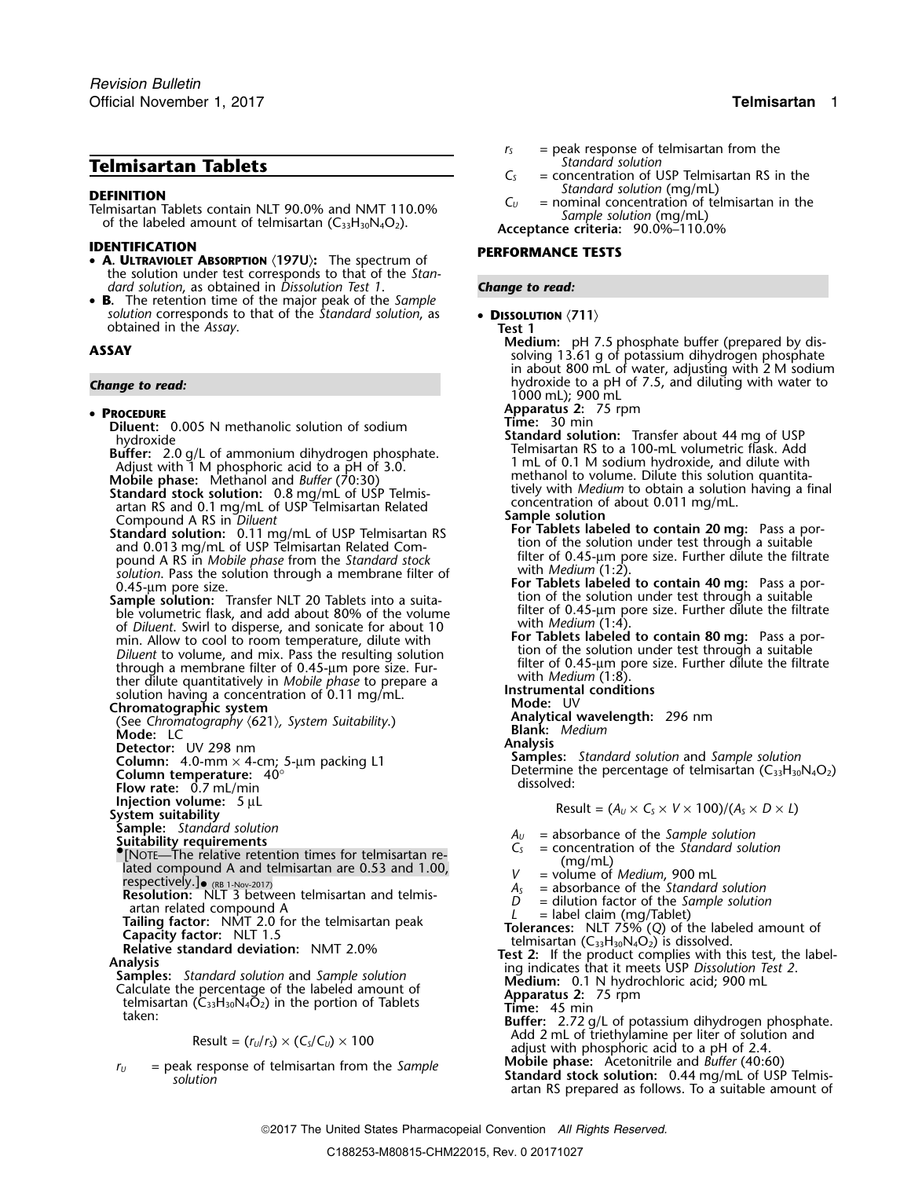# Telmisartan Tablets

**DEFINITION**

Telmisartan Tablets contain NLT 90.0% and NMT 110.0% of the labeled amount of telmisartan ($C_{33}H_{30}N_4O_2$).

**IDENTIFICATION**

- **A. Ultraviolet Absorption** ⟨197U⟩: The spectrum of the solution under test corresponds to that of the *Standard solution*, as obtained in *Dissolution Test 1*.
- **B.** The retention time of the major peak of the *Sample solution* corresponds to that of the *Standard solution*, as obtained in the *Assay*.

**ASSAY**

*Change to read:*

- **Procedure**

  **Diluent:** 0.005 N methanolic solution of sodium hydroxide

  **Buffer:** 2.0 g/L of ammonium dihydrogen phosphate. Adjust with 1 M phosphoric acid to a pH of 3.0.

  **Mobile phase:** Methanol and *Buffer* (70:30)

  **Standard stock solution:** 0.8 mg/mL of USP Telmisartan RS and 0.1 mg/mL of USP Telmisartan Related Compound A RS in *Diluent*

  **Standard solution:** 0.11 mg/mL of USP Telmisartan RS and 0.013 mg/mL of USP Telmisartan Related Compound A RS in *Mobile phase* from the *Standard stock solution*. Pass the solution through a membrane filter of 0.45-µm pore size.

  **Sample solution:** Transfer NLT 20 Tablets into a suitable volumetric flask, and add about 80% of the volume of *Diluent*. Swirl to disperse, and sonicate for about 10 min. Allow to cool to room temperature, dilute with *Diluent* to volume, and mix. Pass the resulting solution through a membrane filter of 0.45-µm pore size. Further dilute quantitatively in *Mobile phase* to prepare a solution having a concentration of 0.11 mg/mL.

  **Chromatographic system**

  (See *Chromatography* ⟨621⟩, *System Suitability*.)

  **Mode:** LC

  **Detector:** UV 298 nm

  **Column:** 4.0-mm × 4-cm; 5-µm packing L1

  **Column temperature:** 40°

  **Flow rate:** 0.7 mL/min

  **Injection volume:** 5 µL

  **System suitability**

  **Sample:** *Standard solution*

  **Suitability requirements**

  ●[Note—The relative retention times for telmisartan related compound A and telmisartan are 0.53 and 1.00, respectively.]● (RB 1-Nov-2017)

  **Resolution:** NLT 3 between telmisartan and telmisartan related compound A

  **Tailing factor:** NMT 2.0 for the telmisartan peak

  **Capacity factor:** NLT 1.5

  **Relative standard deviation:** NMT 2.0%

  **Analysis**

  **Samples:** *Standard solution* and *Sample solution*

  Calculate the percentage of the labeled amount of telmisartan ($C_{33}H_{30}N_4O_2$) in the portion of Tablets taken:

  $$\text{Result} = (r_U/r_S) \times (C_S/C_U) \times 100$$

  $r_U$ = peak response of telmisartan from the *Sample solution*

  $r_S$ = peak response of telmisartan from the *Standard solution*

  $C_S$ = concentration of USP Telmisartan RS in the *Standard solution* (mg/mL)

  $C_U$ = nominal concentration of telmisartan in the *Sample solution* (mg/mL)

  **Acceptance criteria:** 90.0%–110.0%

**PERFORMANCE TESTS**

*Change to read:*

- **Dissolution** ⟨711⟩

  **Test 1**

  **Medium:** pH 7.5 phosphate buffer (prepared by dissolving 13.61 g of potassium dihydrogen phosphate in about 800 mL of water, adjusting with 2 M sodium hydroxide to a pH of 7.5, and diluting with water to 1000 mL); 900 mL

  **Apparatus 2:** 75 rpm

  **Time:** 30 min

  **Standard solution:** Transfer about 44 mg of USP Telmisartan RS to a 100-mL volumetric flask. Add 1 mL of 0.1 M sodium hydroxide, and dilute with methanol to volume. Dilute this solution quantitatively with *Medium* to obtain a solution having a final concentration of about 0.011 mg/mL.

  **Sample solution**

  **For Tablets labeled to contain 20 mg:** Pass a portion of the solution under test through a suitable filter of 0.45-µm pore size. Further dilute the filtrate with *Medium* (1:2).

  **For Tablets labeled to contain 40 mg:** Pass a portion of the solution under test through a suitable filter of 0.45-µm pore size. Further dilute the filtrate with *Medium* (1:4).

  **For Tablets labeled to contain 80 mg:** Pass a portion of the solution under test through a suitable filter of 0.45-µm pore size. Further dilute the filtrate with *Medium* (1:8).

  **Instrumental conditions**

  **Mode:** UV

  **Analytical wavelength:** 296 nm

  **Blank:** *Medium*

  **Analysis**

  **Samples:** *Standard solution* and *Sample solution*

  Determine the percentage of telmisartan ($C_{33}H_{30}N_4O_2$) dissolved:

  $$\text{Result} = (A_U \times C_S \times V \times 100)/(A_S \times D \times L)$$

  $A_U$ = absorbance of the *Sample solution*

  $C_S$ = concentration of the *Standard solution* (mg/mL)

  $V$ = volume of *Medium*, 900 mL

  $A_S$ = absorbance of the *Standard solution*

  $D$ = dilution factor of the *Sample solution*

  $L$ = label claim (mg/Tablet)

  **Tolerances:** NLT 75% (*Q*) of the labeled amount of telmisartan ($C_{33}H_{30}N_4O_2$) is dissolved.

  **Test 2:** If the product complies with this test, the labeling indicates that it meets USP *Dissolution Test 2*.

  **Medium:** 0.1 N hydrochloric acid; 900 mL

  **Apparatus 2:** 75 rpm

  **Time:** 45 min

  **Buffer:** 2.72 g/L of potassium dihydrogen phosphate. Add 2 mL of triethylamine per liter of solution and adjust with phosphoric acid to a pH of 2.4.

  **Mobile phase:** Acetonitrile and *Buffer* (40:60)

  **Standard stock solution:** 0.44 mg/mL of USP Telmisartan RS prepared as follows. To a suitable amount of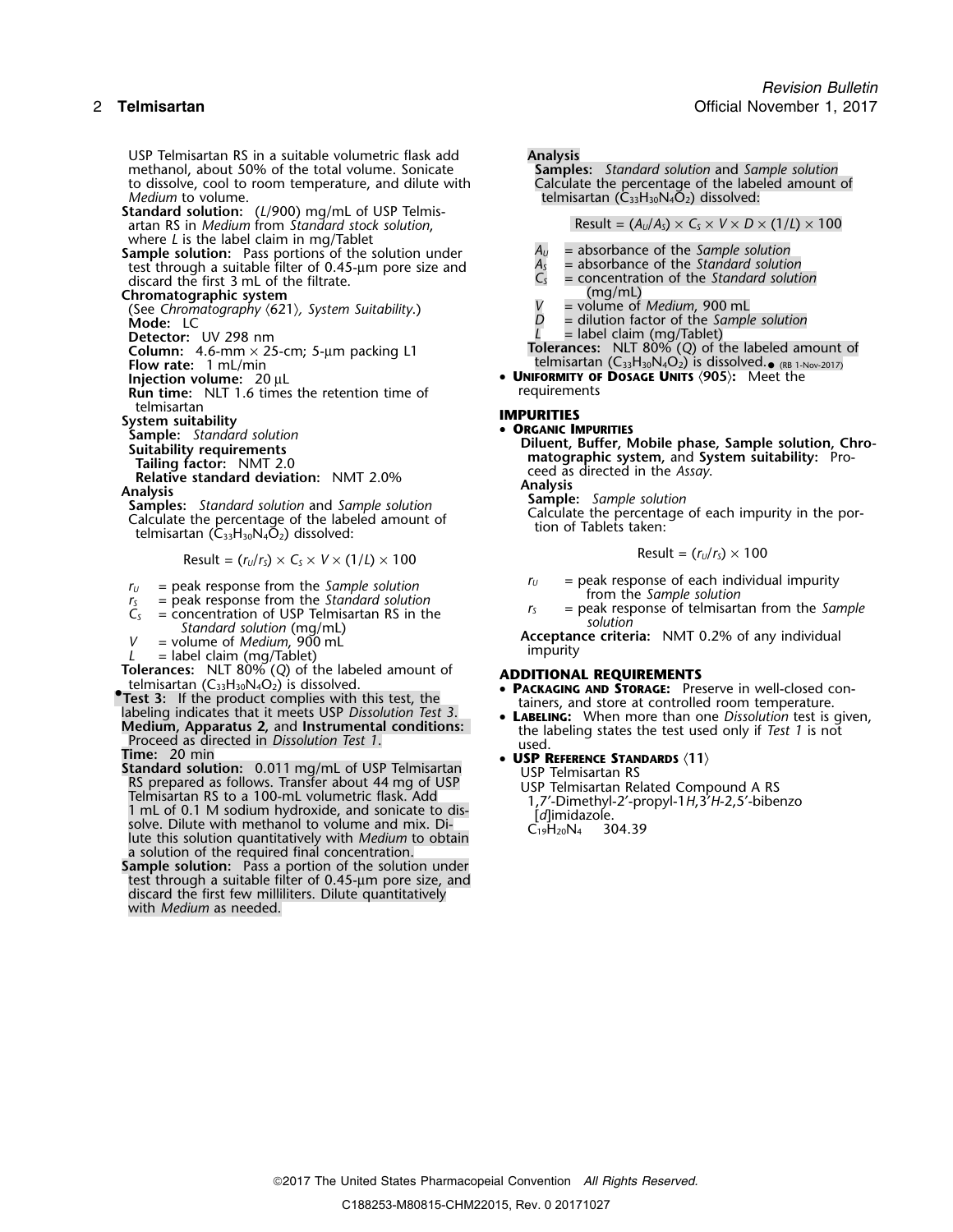USP Telmisartan RS in a suitable volumetric flask add methanol, about 50% of the total volume. Sonicate to dissolve, cool to room temperature, and dilute with *Medium* to volume.

**Standard solution:** ($L$/900) mg/mL of USP Telmisartan RS in *Medium* from *Standard stock solution*, where $L$ is the label claim in mg/Tablet

**Sample solution:** Pass portions of the solution under test through a suitable filter of 0.45-µm pore size and discard the first 3 mL of the filtrate.

**Chromatographic system**

(See *Chromatography* ⟨621⟩, *System Suitability*.)

**Mode:** LC

**Detector:** UV 298 nm

**Column:** 4.6-mm × 25-cm; 5-µm packing L1

**Flow rate:** 1 mL/min

**Injection volume:** 20 µL

**Run time:** NLT 1.6 times the retention time of telmisartan

**System suitability**

**Sample:** *Standard solution*

**Suitability requirements**

**Tailing factor:** NMT 2.0

**Relative standard deviation:** NMT 2.0%

**Analysis**

**Samples:** *Standard solution* and *Sample solution*

Calculate the percentage of the labeled amount of telmisartan ($C_{33}H_{30}N_4O_2$) dissolved:

$$\text{Result} = (r_U/r_S) \times C_S \times V \times (1/L) \times 100$$

$r_U$ = peak response from the *Sample solution*
$r_S$ = peak response from the *Standard solution*
$C_S$ = concentration of USP Telmisartan RS in the *Standard solution* (mg/mL)
$V$ = volume of *Medium*, 900 mL
$L$ = label claim (mg/Tablet)

**Tolerances:** NLT 80% ($Q$) of the labeled amount of telmisartan ($C_{33}H_{30}N_4O_2$) is dissolved.

•**Test 3:** If the product complies with this test, the labeling indicates that it meets USP *Dissolution Test 3*.

**Medium, Apparatus 2,** and **Instrumental conditions:** Proceed as directed in *Dissolution Test 1*.

**Time:** 20 min

**Standard solution:** 0.011 mg/mL of USP Telmisartan RS prepared as follows. Transfer about 44 mg of USP Telmisartan RS to a 100-mL volumetric flask. Add 1 mL of 0.1 M sodium hydroxide, and sonicate to dissolve. Dilute with methanol to volume and mix. Dilute this solution quantitatively with *Medium* to obtain a solution of the required final concentration.

**Sample solution:** Pass a portion of the solution under test through a suitable filter of 0.45-µm pore size, and discard the first few milliliters. Dilute quantitatively with *Medium* as needed.

**Analysis**

**Samples:** *Standard solution* and *Sample solution*

Calculate the percentage of the labeled amount of telmisartan ($C_{33}H_{30}N_4O_2$) dissolved:

$$\text{Result} = (A_U/A_S) \times C_S \times V \times D \times (1/L) \times 100$$

$A_U$ = absorbance of the *Sample solution*
$A_S$ = absorbance of the *Standard solution*
$C_S$ = concentration of the *Standard solution* (mg/mL)
$V$ = volume of *Medium*, 900 mL
$D$ = dilution factor of the *Sample solution*
$L$ = label claim (mg/Tablet)

**Tolerances:** NLT 80% ($Q$) of the labeled amount of telmisartan ($C_{33}H_{30}N_4O_2$) is dissolved.• (RB 1-Nov-2017)

- **UNIFORMITY OF DOSAGE UNITS** ⟨905⟩: Meet the requirements

## IMPURITIES

- **ORGANIC IMPURITIES**

**Diluent, Buffer, Mobile phase, Sample solution, Chromatographic system,** and **System suitability:** Proceed as directed in the *Assay*.

**Analysis**

**Sample:** *Sample solution*

Calculate the percentage of each impurity in the portion of Tablets taken:

$$\text{Result} = (r_U/r_S) \times 100$$

$r_U$ = peak response of each individual impurity from the *Sample solution*
$r_S$ = peak response of telmisartan from the *Sample solution*

**Acceptance criteria:** NMT 0.2% of any individual impurity

## ADDITIONAL REQUIREMENTS

- **PACKAGING AND STORAGE:** Preserve in well-closed containers, and store at controlled room temperature.
- **LABELING:** When more than one *Dissolution* test is given, the labeling states the test used only if *Test 1* is not used.
- **USP REFERENCE STANDARDS** ⟨11⟩

  USP Telmisartan RS

  USP Telmisartan Related Compound A RS

  1,7′-Dimethyl-2′-propyl-1*H*,3′*H*-2,5′-bibenzo[*d*]imidazole.

  $C_{19}H_{20}N_4$ 304.39